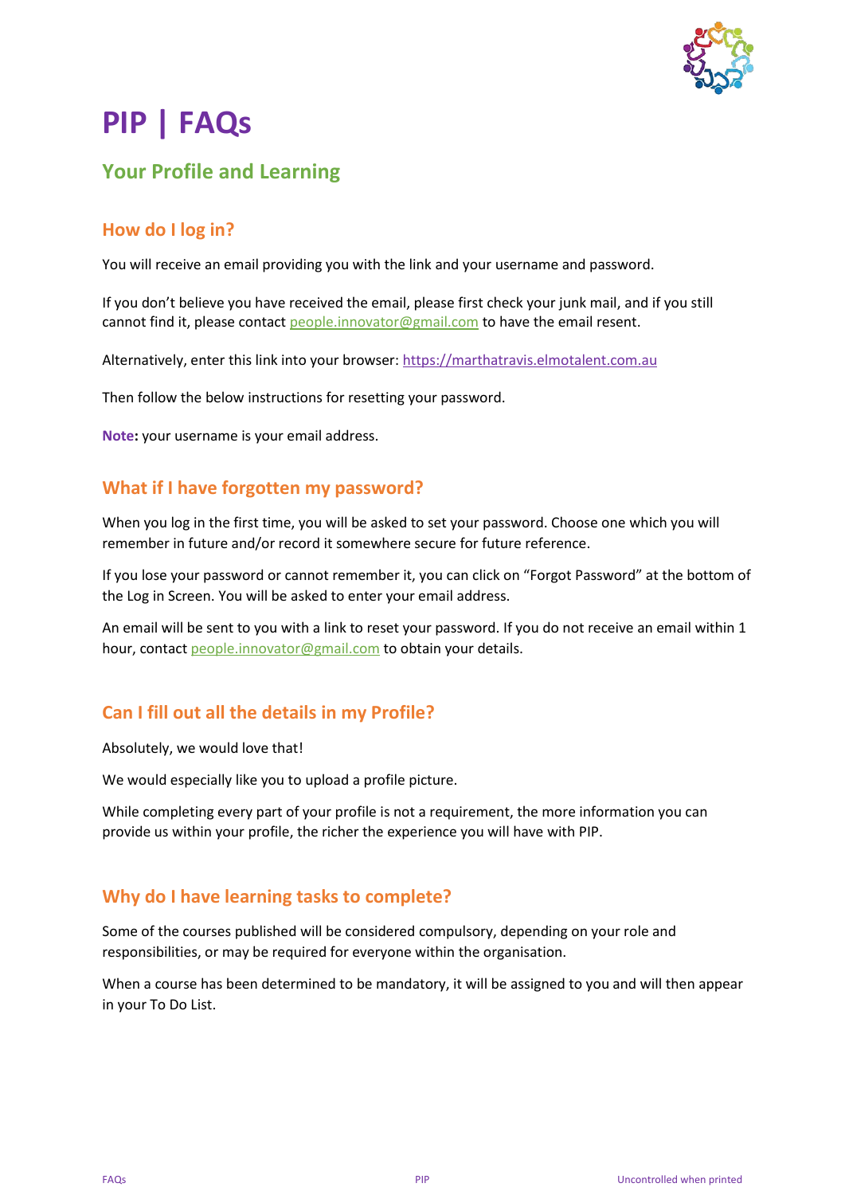# PIP | FAQs

## Your Profile and Learning

### How do I log in?

You will receive an email providing you with the link and your username and password.

If you don't believe you have received the email, please first check your junk mail, and if you still cannot find it, please contact people.innovator@gmail.com to have the email resent.

Alternatively, enter this link into your browser: https://marthatravis.elmotalent.com.au

Then follow the below instructions for resetting your password.

**Note:** your username is your email address.

### What if I have forgotten my password?

When you log in the first time, you will be asked to set your password. Choose one which you will remember in future and/or record it somewhere secure for future reference.

If you lose your password or cannot remember it, you can click on "Forgot Password" at the bottom of the Log in Screen. You will be asked to enter your email address.

An email will be sent to you with a link to reset your password. If you do not receive an email within 1 hour, contact people.innovator@gmail.com to obtain your details.

### Can I fill out all the details in my Profile?

Absolutely, we would love that!

We would especially like you to upload a profile picture.

While completing every part of your profile is not a requirement, the more information you can provide us within your profile, the richer the experience you will have with PIP.

### Why do I have learning tasks to complete?

Some of the courses published will be considered compulsory, depending on your role and responsibilities, or may be required for everyone within the organisation.

When a course has been determined to be mandatory, it will be assigned to you and will then appear in your To Do List.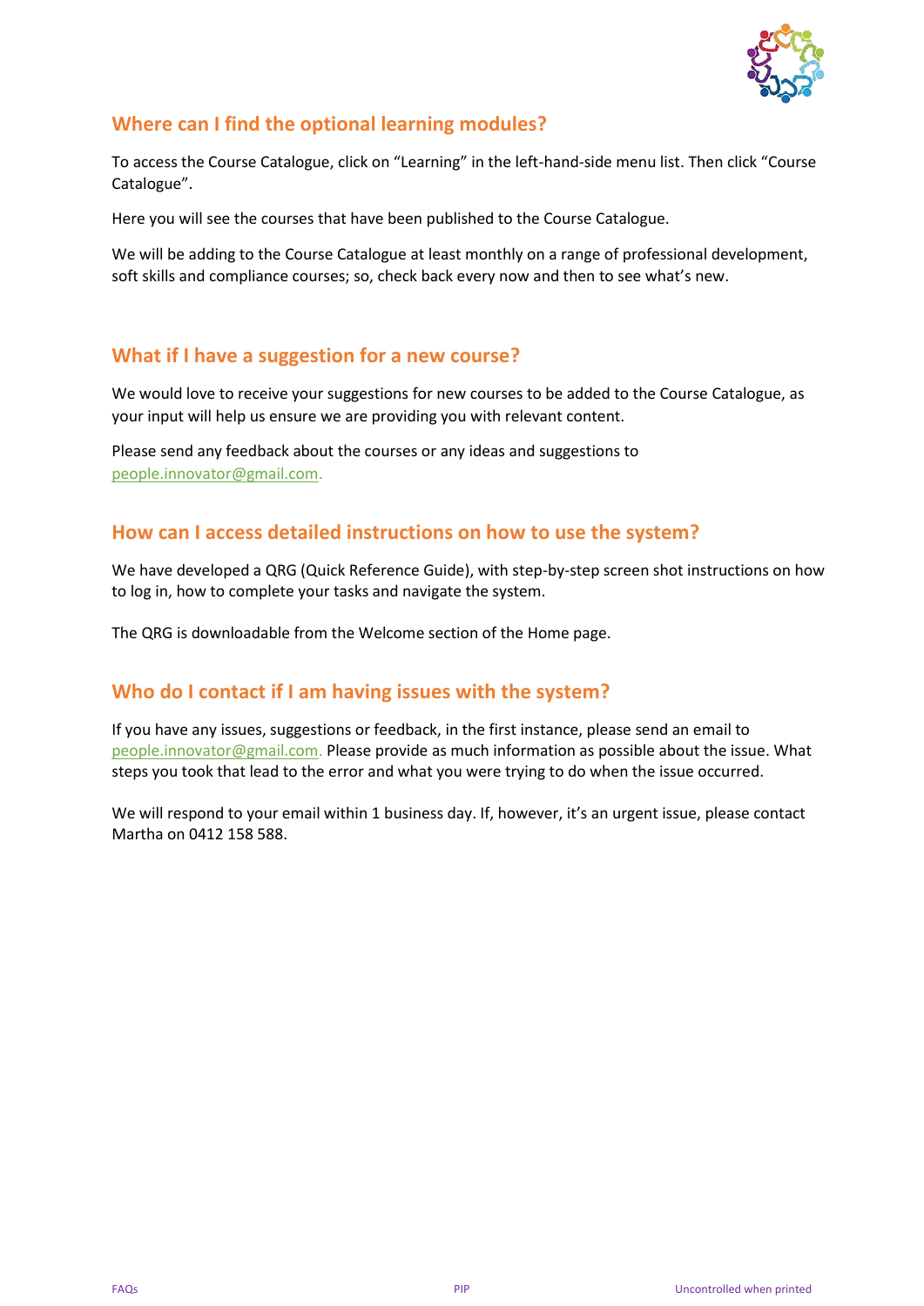## Where can I find the optional learning modules?

To access the Course Catalogue, click on "Learning" in the left-hand-side menu list. Then click "Course Catalogue".

Here you will see the courses that have been published to the Course Catalogue.

We will be adding to the Course Catalogue at least monthly on a range of professional development, soft skills and compliance courses; so, check back every now and then to see what's new.

## What if I have a suggestion for a new course?

We would love to receive your suggestions for new courses to be added to the Course Catalogue, as your input will help us ensure we are providing you with relevant content.

Please send any feedback about the courses or any ideas and suggestions to people.innovator@gmail.com.

## How can I access detailed instructions on how to use the system?

We have developed a QRG (Quick Reference Guide), with step-by-step screen shot instructions on how to log in, how to complete your tasks and navigate the system.

The QRG is downloadable from the Welcome section of the Home page.

## Who do I contact if I am having issues with the system?

If you have any issues, suggestions or feedback, in the first instance, please send an email to people.innovator@gmail.com. Please provide as much information as possible about the issue. What steps you took that lead to the error and what you were trying to do when the issue occurred.

We will respond to your email within 1 business day. If, however, it's an urgent issue, please contact Martha on 0412 158 588.